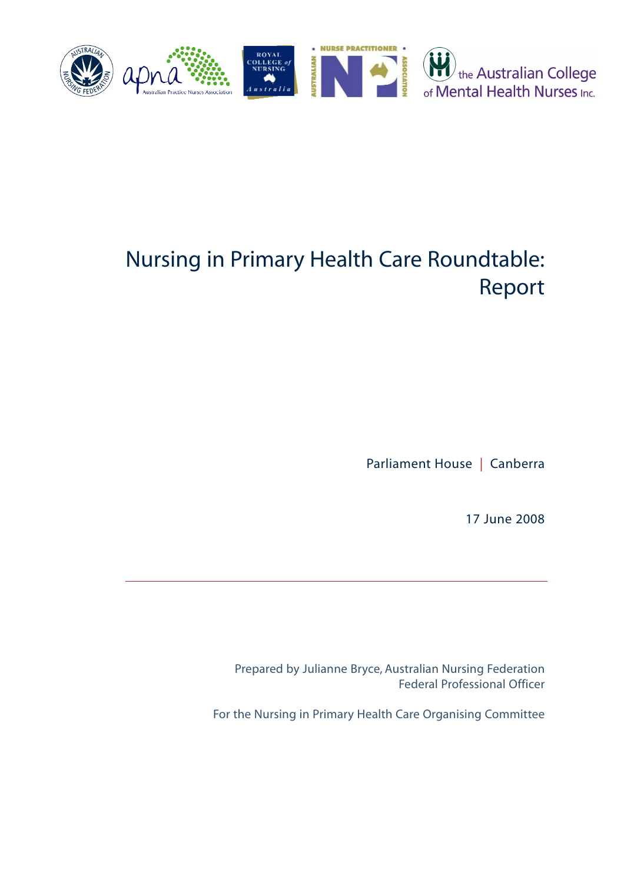# Nursing in Primary Health Care Roundtable: Report

Parliament House | Canberra

17 June 2008

---

Prepared by Julianne Bryce, Australian Nursing Federation
Federal Professional Officer

For the Nursing in Primary Health Care Organising Committee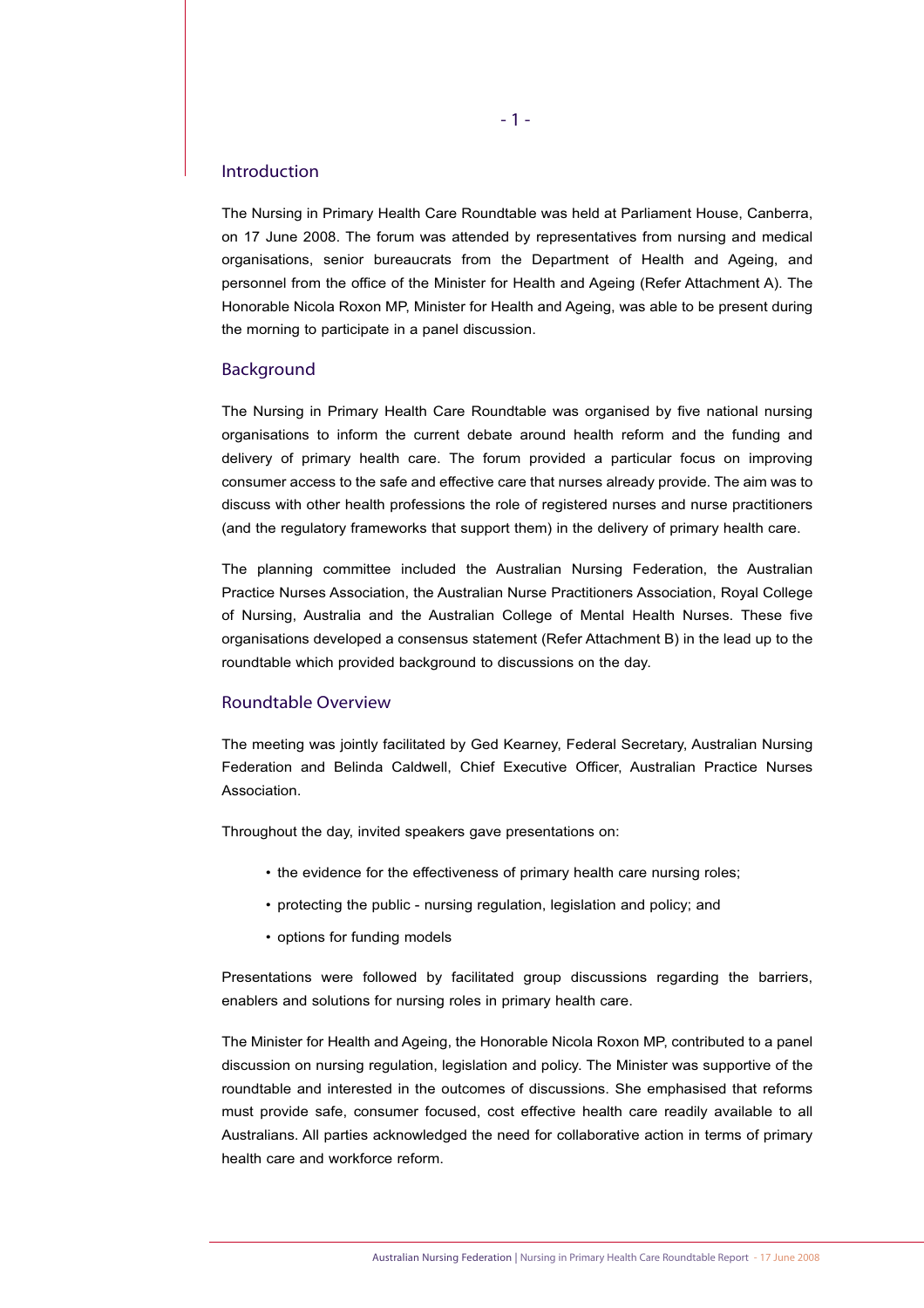## Introduction

The Nursing in Primary Health Care Roundtable was held at Parliament House, Canberra, on 17 June 2008. The forum was attended by representatives from nursing and medical organisations, senior bureaucrats from the Department of Health and Ageing, and personnel from the office of the Minister for Health and Ageing (Refer Attachment A). The Honorable Nicola Roxon MP, Minister for Health and Ageing, was able to be present during the morning to participate in a panel discussion.

## Background

The Nursing in Primary Health Care Roundtable was organised by five national nursing organisations to inform the current debate around health reform and the funding and delivery of primary health care. The forum provided a particular focus on improving consumer access to the safe and effective care that nurses already provide. The aim was to discuss with other health professions the role of registered nurses and nurse practitioners (and the regulatory frameworks that support them) in the delivery of primary health care.

The planning committee included the Australian Nursing Federation, the Australian Practice Nurses Association, the Australian Nurse Practitioners Association, Royal College of Nursing, Australia and the Australian College of Mental Health Nurses. These five organisations developed a consensus statement (Refer Attachment B) in the lead up to the roundtable which provided background to discussions on the day.

## Roundtable Overview

The meeting was jointly facilitated by Ged Kearney, Federal Secretary, Australian Nursing Federation and Belinda Caldwell, Chief Executive Officer, Australian Practice Nurses Association.

Throughout the day, invited speakers gave presentations on:

- the evidence for the effectiveness of primary health care nursing roles;
- protecting the public - nursing regulation, legislation and policy; and
- options for funding models

Presentations were followed by facilitated group discussions regarding the barriers, enablers and solutions for nursing roles in primary health care.

The Minister for Health and Ageing, the Honorable Nicola Roxon MP, contributed to a panel discussion on nursing regulation, legislation and policy. The Minister was supportive of the roundtable and interested in the outcomes of discussions. She emphasised that reforms must provide safe, consumer focused, cost effective health care readily available to all Australians. All parties acknowledged the need for collaborative action in terms of primary health care and workforce reform.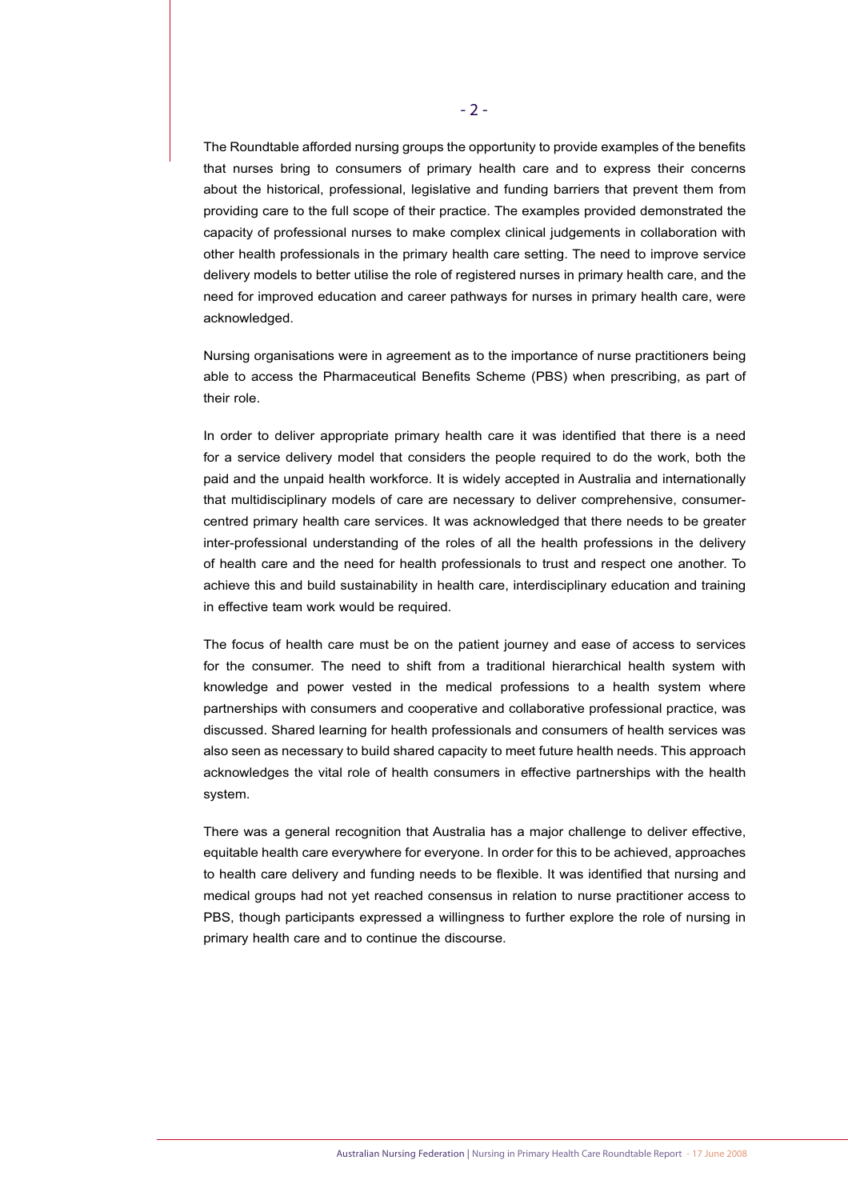The Roundtable afforded nursing groups the opportunity to provide examples of the benefits that nurses bring to consumers of primary health care and to express their concerns about the historical, professional, legislative and funding barriers that prevent them from providing care to the full scope of their practice. The examples provided demonstrated the capacity of professional nurses to make complex clinical judgements in collaboration with other health professionals in the primary health care setting. The need to improve service delivery models to better utilise the role of registered nurses in primary health care, and the need for improved education and career pathways for nurses in primary health care, were acknowledged.

Nursing organisations were in agreement as to the importance of nurse practitioners being able to access the Pharmaceutical Benefits Scheme (PBS) when prescribing, as part of their role.

In order to deliver appropriate primary health care it was identified that there is a need for a service delivery model that considers the people required to do the work, both the paid and the unpaid health workforce. It is widely accepted in Australia and internationally that multidisciplinary models of care are necessary to deliver comprehensive, consumer-centred primary health care services. It was acknowledged that there needs to be greater inter-professional understanding of the roles of all the health professions in the delivery of health care and the need for health professionals to trust and respect one another. To achieve this and build sustainability in health care, interdisciplinary education and training in effective team work would be required.

The focus of health care must be on the patient journey and ease of access to services for the consumer. The need to shift from a traditional hierarchical health system with knowledge and power vested in the medical professions to a health system where partnerships with consumers and cooperative and collaborative professional practice, was discussed. Shared learning for health professionals and consumers of health services was also seen as necessary to build shared capacity to meet future health needs. This approach acknowledges the vital role of health consumers in effective partnerships with the health system.

There was a general recognition that Australia has a major challenge to deliver effective, equitable health care everywhere for everyone. In order for this to be achieved, approaches to health care delivery and funding needs to be flexible. It was identified that nursing and medical groups had not yet reached consensus in relation to nurse practitioner access to PBS, though participants expressed a willingness to further explore the role of nursing in primary health care and to continue the discourse.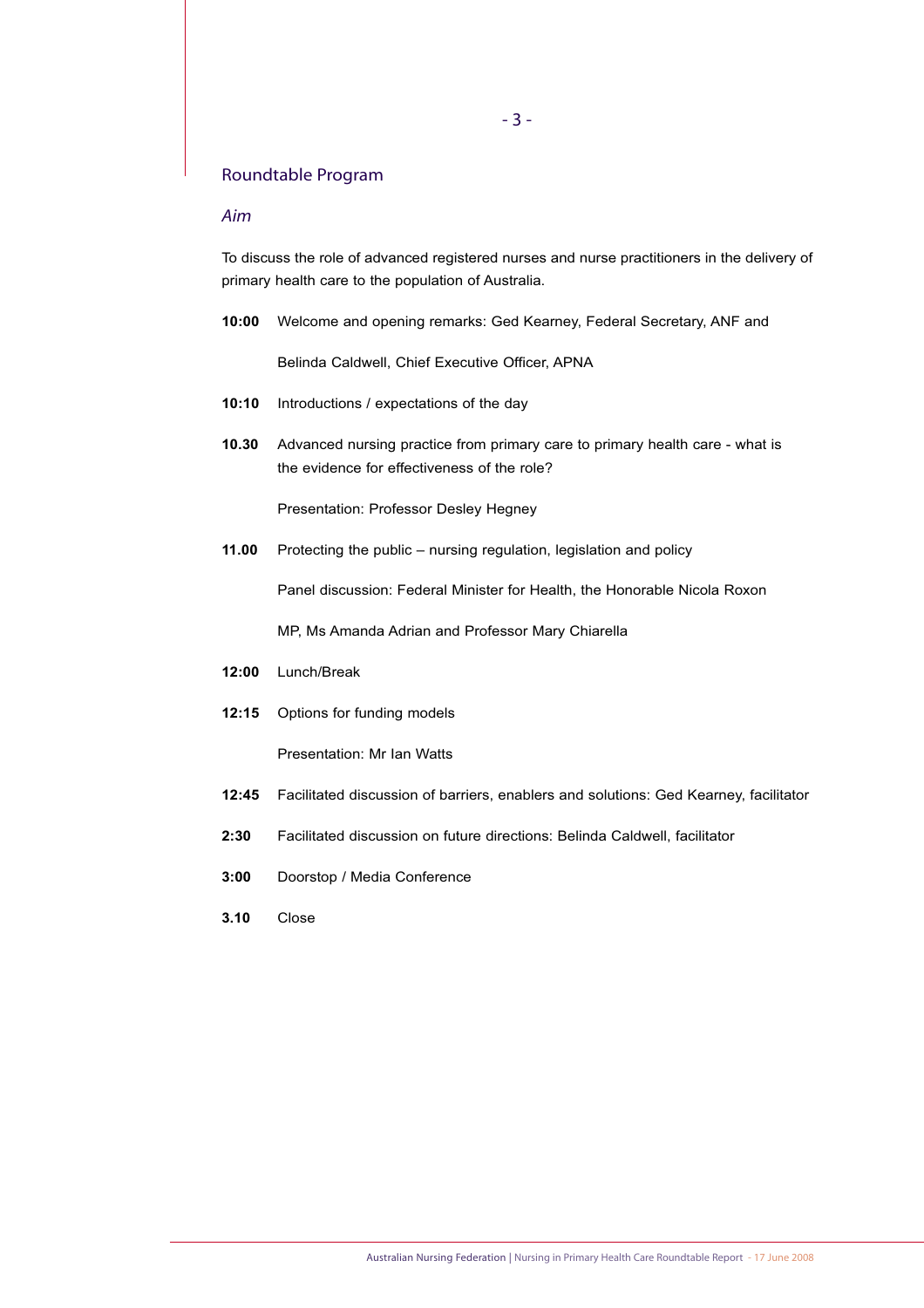## Roundtable Program

### *Aim*

To discuss the role of advanced registered nurses and nurse practitioners in the delivery of primary health care to the population of Australia.

**10:00** Welcome and opening remarks: Ged Kearney, Federal Secretary, ANF and

Belinda Caldwell, Chief Executive Officer, APNA

**10:10** Introductions / expectations of the day

**10.30** Advanced nursing practice from primary care to primary health care - what is the evidence for effectiveness of the role?

Presentation: Professor Desley Hegney

**11.00** Protecting the public – nursing regulation, legislation and policy

Panel discussion: Federal Minister for Health, the Honorable Nicola Roxon MP, Ms Amanda Adrian and Professor Mary Chiarella

**12:00** Lunch/Break

**12:15** Options for funding models

Presentation: Mr Ian Watts

**12:45** Facilitated discussion of barriers, enablers and solutions: Ged Kearney, facilitator

**2:30** Facilitated discussion on future directions: Belinda Caldwell, facilitator

**3:00** Doorstop / Media Conference

**3.10** Close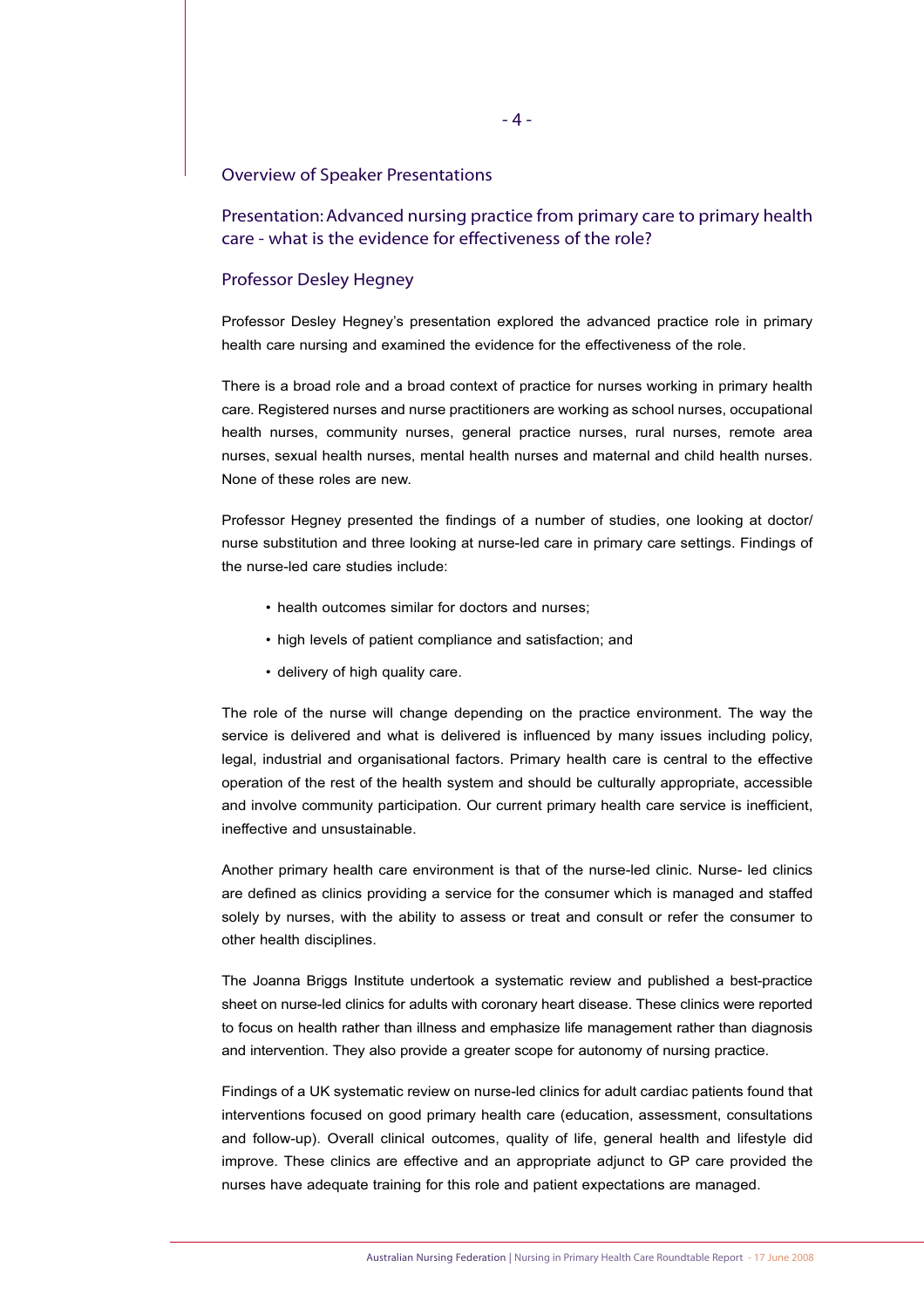## Overview of Speaker Presentations

### Presentation: Advanced nursing practice from primary care to primary health care - what is the evidence for effectiveness of the role?

### Professor Desley Hegney

Professor Desley Hegney's presentation explored the advanced practice role in primary health care nursing and examined the evidence for the effectiveness of the role.

There is a broad role and a broad context of practice for nurses working in primary health care. Registered nurses and nurse practitioners are working as school nurses, occupational health nurses, community nurses, general practice nurses, rural nurses, remote area nurses, sexual health nurses, mental health nurses and maternal and child health nurses. None of these roles are new.

Professor Hegney presented the findings of a number of studies, one looking at doctor/nurse substitution and three looking at nurse-led care in primary care settings. Findings of the nurse-led care studies include:

- health outcomes similar for doctors and nurses;
- high levels of patient compliance and satisfaction; and
- delivery of high quality care.

The role of the nurse will change depending on the practice environment. The way the service is delivered and what is delivered is influenced by many issues including policy, legal, industrial and organisational factors. Primary health care is central to the effective operation of the rest of the health system and should be culturally appropriate, accessible and involve community participation. Our current primary health care service is inefficient, ineffective and unsustainable.

Another primary health care environment is that of the nurse-led clinic. Nurse- led clinics are defined as clinics providing a service for the consumer which is managed and staffed solely by nurses, with the ability to assess or treat and consult or refer the consumer to other health disciplines.

The Joanna Briggs Institute undertook a systematic review and published a best-practice sheet on nurse-led clinics for adults with coronary heart disease. These clinics were reported to focus on health rather than illness and emphasize life management rather than diagnosis and intervention. They also provide a greater scope for autonomy of nursing practice.

Findings of a UK systematic review on nurse-led clinics for adult cardiac patients found that interventions focused on good primary health care (education, assessment, consultations and follow-up). Overall clinical outcomes, quality of life, general health and lifestyle did improve. These clinics are effective and an appropriate adjunct to GP care provided the nurses have adequate training for this role and patient expectations are managed.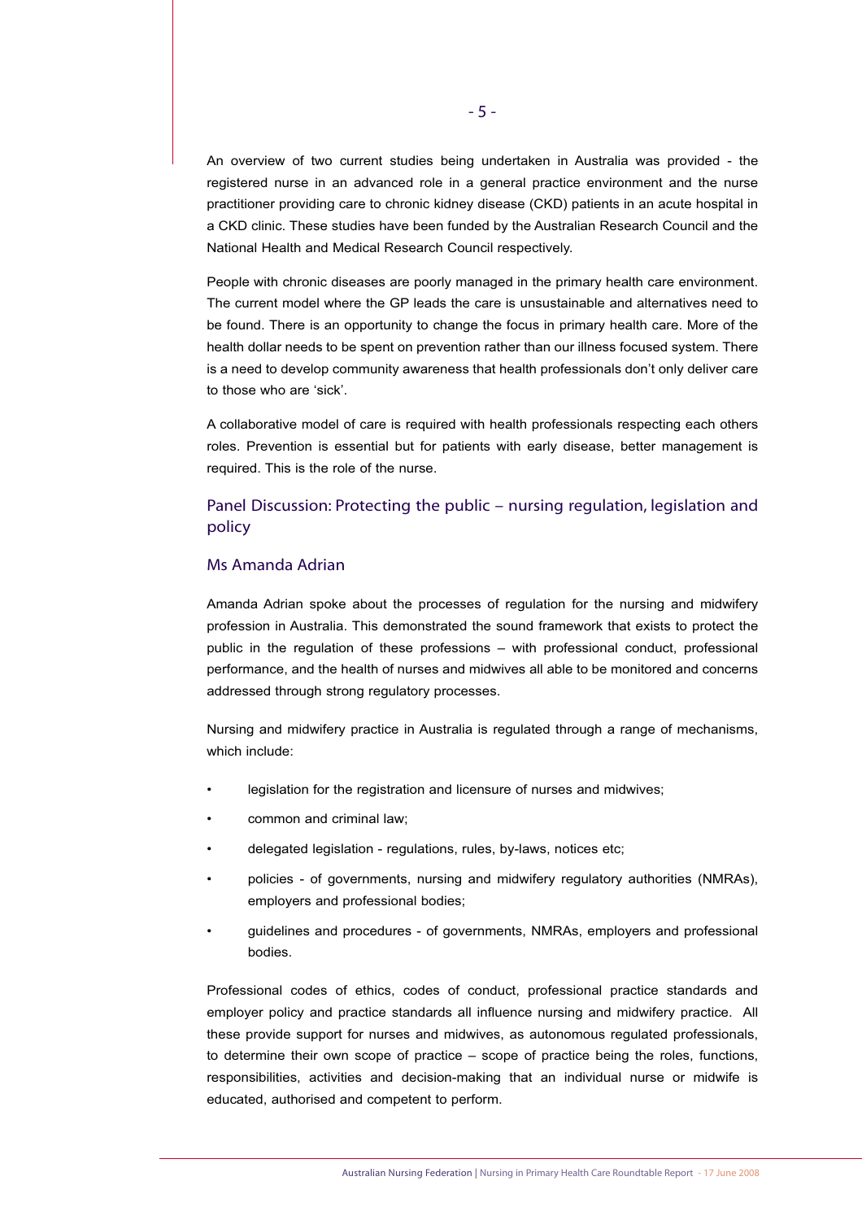An overview of two current studies being undertaken in Australia was provided - the registered nurse in an advanced role in a general practice environment and the nurse practitioner providing care to chronic kidney disease (CKD) patients in an acute hospital in a CKD clinic. These studies have been funded by the Australian Research Council and the National Health and Medical Research Council respectively.

People with chronic diseases are poorly managed in the primary health care environment. The current model where the GP leads the care is unsustainable and alternatives need to be found. There is an opportunity to change the focus in primary health care. More of the health dollar needs to be spent on prevention rather than our illness focused system. There is a need to develop community awareness that health professionals don't only deliver care to those who are 'sick'.

A collaborative model of care is required with health professionals respecting each others roles. Prevention is essential but for patients with early disease, better management is required. This is the role of the nurse.

## Panel Discussion: Protecting the public – nursing regulation, legislation and policy

### Ms Amanda Adrian

Amanda Adrian spoke about the processes of regulation for the nursing and midwifery profession in Australia. This demonstrated the sound framework that exists to protect the public in the regulation of these professions – with professional conduct, professional performance, and the health of nurses and midwives all able to be monitored and concerns addressed through strong regulatory processes.

Nursing and midwifery practice in Australia is regulated through a range of mechanisms, which include:

- legislation for the registration and licensure of nurses and midwives;
- common and criminal law;
- delegated legislation - regulations, rules, by-laws, notices etc;
- policies - of governments, nursing and midwifery regulatory authorities (NMRAs), employers and professional bodies;
- guidelines and procedures - of governments, NMRAs, employers and professional bodies.

Professional codes of ethics, codes of conduct, professional practice standards and employer policy and practice standards all influence nursing and midwifery practice. All these provide support for nurses and midwives, as autonomous regulated professionals, to determine their own scope of practice – scope of practice being the roles, functions, responsibilities, activities and decision-making that an individual nurse or midwife is educated, authorised and competent to perform.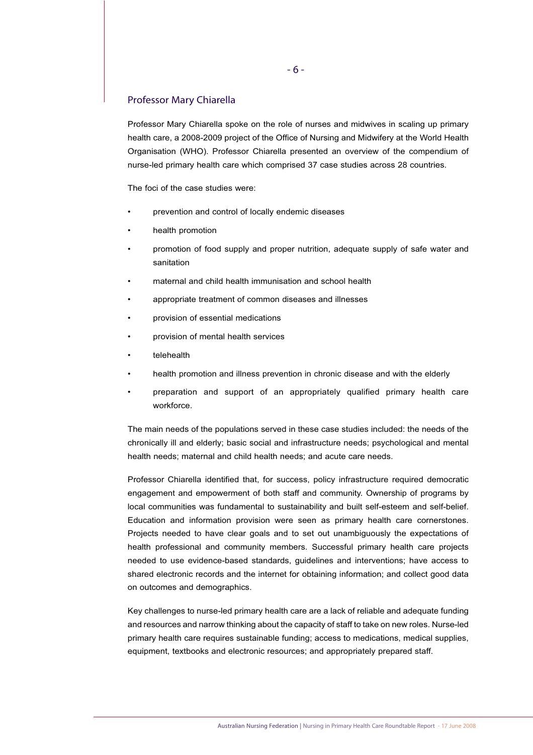## Professor Mary Chiarella

Professor Mary Chiarella spoke on the role of nurses and midwives in scaling up primary health care, a 2008-2009 project of the Office of Nursing and Midwifery at the World Health Organisation (WHO). Professor Chiarella presented an overview of the compendium of nurse-led primary health care which comprised 37 case studies across 28 countries.

The foci of the case studies were:

- prevention and control of locally endemic diseases
- health promotion
- promotion of food supply and proper nutrition, adequate supply of safe water and sanitation
- maternal and child health immunisation and school health
- appropriate treatment of common diseases and illnesses
- provision of essential medications
- provision of mental health services
- telehealth
- health promotion and illness prevention in chronic disease and with the elderly
- preparation and support of an appropriately qualified primary health care workforce.

The main needs of the populations served in these case studies included: the needs of the chronically ill and elderly; basic social and infrastructure needs; psychological and mental health needs; maternal and child health needs; and acute care needs.

Professor Chiarella identified that, for success, policy infrastructure required democratic engagement and empowerment of both staff and community. Ownership of programs by local communities was fundamental to sustainability and built self-esteem and self-belief. Education and information provision were seen as primary health care cornerstones. Projects needed to have clear goals and to set out unambiguously the expectations of health professional and community members. Successful primary health care projects needed to use evidence-based standards, guidelines and interventions; have access to shared electronic records and the internet for obtaining information; and collect good data on outcomes and demographics.

Key challenges to nurse-led primary health care are a lack of reliable and adequate funding and resources and narrow thinking about the capacity of staff to take on new roles. Nurse-led primary health care requires sustainable funding; access to medications, medical supplies, equipment, textbooks and electronic resources; and appropriately prepared staff.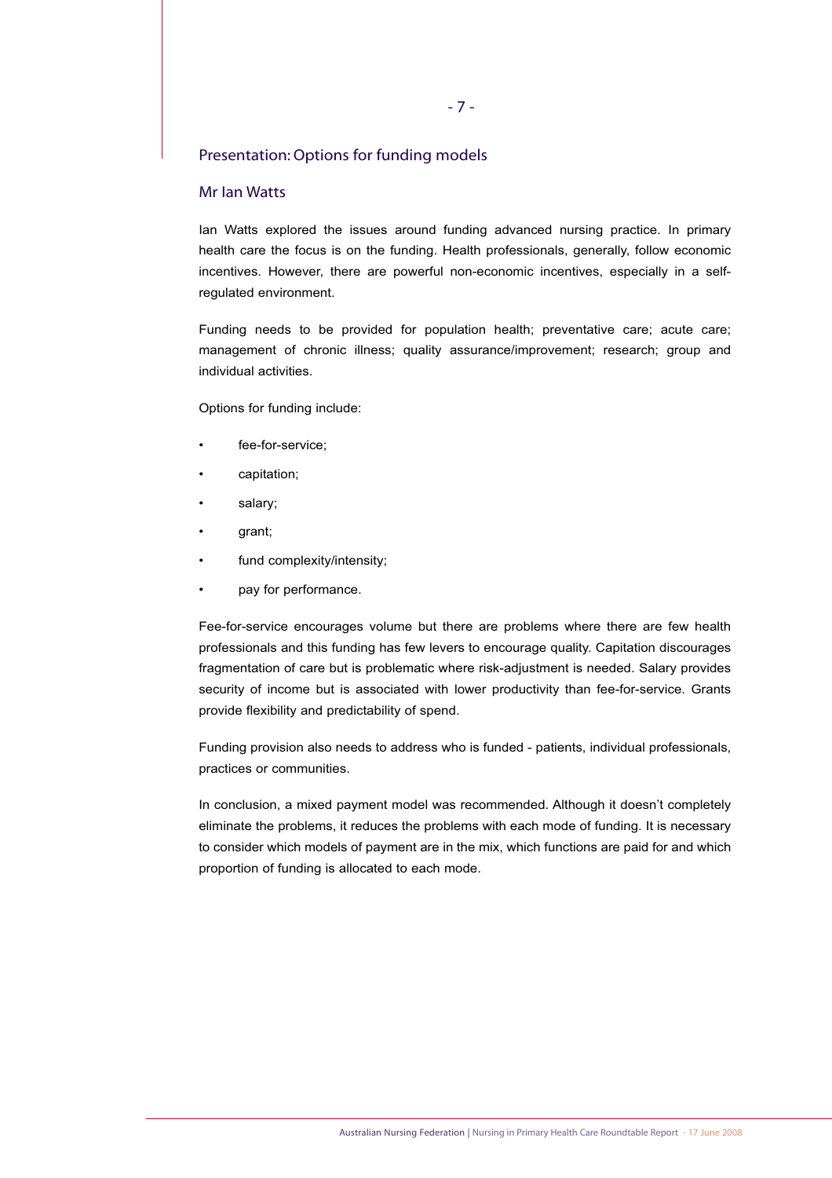## Presentation: Options for funding models

### Mr Ian Watts

Ian Watts explored the issues around funding advanced nursing practice. In primary health care the focus is on the funding. Health professionals, generally, follow economic incentives. However, there are powerful non-economic incentives, especially in a self-regulated environment.

Funding needs to be provided for population health; preventative care; acute care; management of chronic illness; quality assurance/improvement; research; group and individual activities.

Options for funding include:

- fee-for-service;
- capitation;
- salary;
- grant;
- fund complexity/intensity;
- pay for performance.

Fee-for-service encourages volume but there are problems where there are few health professionals and this funding has few levers to encourage quality. Capitation discourages fragmentation of care but is problematic where risk-adjustment is needed. Salary provides security of income but is associated with lower productivity than fee-for-service. Grants provide flexibility and predictability of spend.

Funding provision also needs to address who is funded - patients, individual professionals, practices or communities.

In conclusion, a mixed payment model was recommended. Although it doesn't completely eliminate the problems, it reduces the problems with each mode of funding. It is necessary to consider which models of payment are in the mix, which functions are paid for and which proportion of funding is allocated to each mode.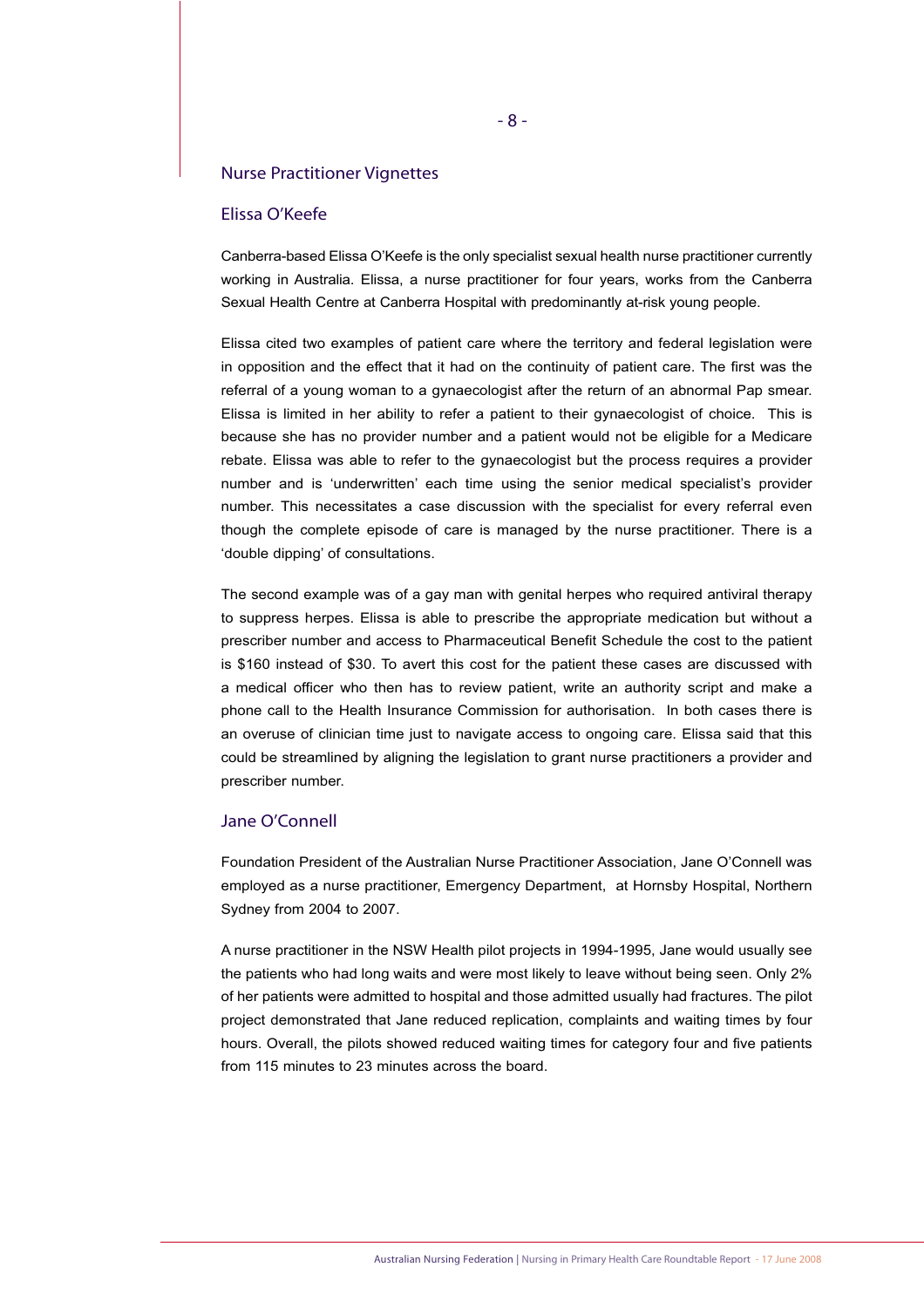## Nurse Practitioner Vignettes

### Elissa O'Keefe

Canberra-based Elissa O'Keefe is the only specialist sexual health nurse practitioner currently working in Australia. Elissa, a nurse practitioner for four years, works from the Canberra Sexual Health Centre at Canberra Hospital with predominantly at-risk young people.

Elissa cited two examples of patient care where the territory and federal legislation were in opposition and the effect that it had on the continuity of patient care. The first was the referral of a young woman to a gynaecologist after the return of an abnormal Pap smear. Elissa is limited in her ability to refer a patient to their gynaecologist of choice. This is because she has no provider number and a patient would not be eligible for a Medicare rebate. Elissa was able to refer to the gynaecologist but the process requires a provider number and is 'underwritten' each time using the senior medical specialist's provider number. This necessitates a case discussion with the specialist for every referral even though the complete episode of care is managed by the nurse practitioner. There is a 'double dipping' of consultations.

The second example was of a gay man with genital herpes who required antiviral therapy to suppress herpes. Elissa is able to prescribe the appropriate medication but without a prescriber number and access to Pharmaceutical Benefit Schedule the cost to the patient is $160 instead of $30. To avert this cost for the patient these cases are discussed with a medical officer who then has to review patient, write an authority script and make a phone call to the Health Insurance Commission for authorisation. In both cases there is an overuse of clinician time just to navigate access to ongoing care. Elissa said that this could be streamlined by aligning the legislation to grant nurse practitioners a provider and prescriber number.

### Jane O'Connell

Foundation President of the Australian Nurse Practitioner Association, Jane O'Connell was employed as a nurse practitioner, Emergency Department, at Hornsby Hospital, Northern Sydney from 2004 to 2007.

A nurse practitioner in the NSW Health pilot projects in 1994-1995, Jane would usually see the patients who had long waits and were most likely to leave without being seen. Only 2% of her patients were admitted to hospital and those admitted usually had fractures. The pilot project demonstrated that Jane reduced replication, complaints and waiting times by four hours. Overall, the pilots showed reduced waiting times for category four and five patients from 115 minutes to 23 minutes across the board.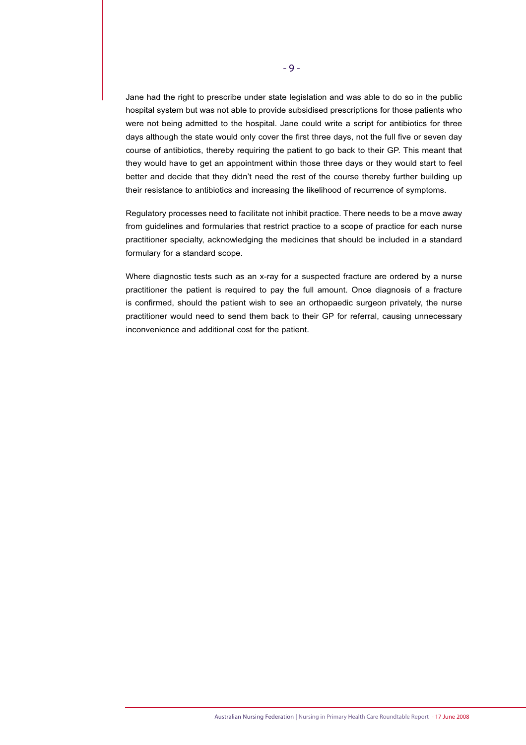Jane had the right to prescribe under state legislation and was able to do so in the public hospital system but was not able to provide subsidised prescriptions for those patients who were not being admitted to the hospital. Jane could write a script for antibiotics for three days although the state would only cover the first three days, not the full five or seven day course of antibiotics, thereby requiring the patient to go back to their GP. This meant that they would have to get an appointment within those three days or they would start to feel better and decide that they didn't need the rest of the course thereby further building up their resistance to antibiotics and increasing the likelihood of recurrence of symptoms.

Regulatory processes need to facilitate not inhibit practice. There needs to be a move away from guidelines and formularies that restrict practice to a scope of practice for each nurse practitioner specialty, acknowledging the medicines that should be included in a standard formulary for a standard scope.

Where diagnostic tests such as an x-ray for a suspected fracture are ordered by a nurse practitioner the patient is required to pay the full amount. Once diagnosis of a fracture is confirmed, should the patient wish to see an orthopaedic surgeon privately, the nurse practitioner would need to send them back to their GP for referral, causing unnecessary inconvenience and additional cost for the patient.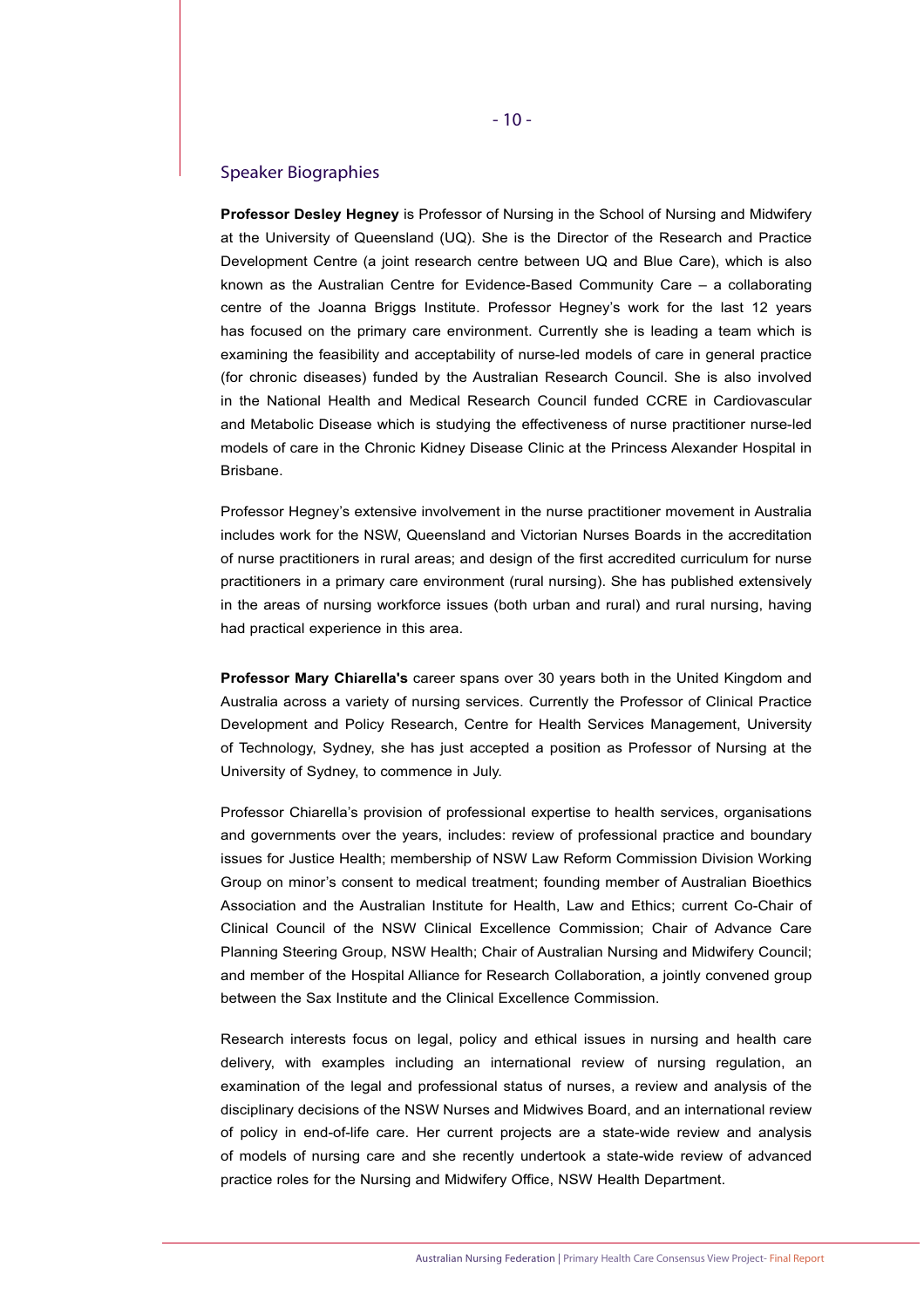## Speaker Biographies

**Professor Desley Hegney** is Professor of Nursing in the School of Nursing and Midwifery at the University of Queensland (UQ). She is the Director of the Research and Practice Development Centre (a joint research centre between UQ and Blue Care), which is also known as the Australian Centre for Evidence-Based Community Care – a collaborating centre of the Joanna Briggs Institute. Professor Hegney's work for the last 12 years has focused on the primary care environment. Currently she is leading a team which is examining the feasibility and acceptability of nurse-led models of care in general practice (for chronic diseases) funded by the Australian Research Council. She is also involved in the National Health and Medical Research Council funded CCRE in Cardiovascular and Metabolic Disease which is studying the effectiveness of nurse practitioner nurse-led models of care in the Chronic Kidney Disease Clinic at the Princess Alexander Hospital in Brisbane.

Professor Hegney's extensive involvement in the nurse practitioner movement in Australia includes work for the NSW, Queensland and Victorian Nurses Boards in the accreditation of nurse practitioners in rural areas; and design of the first accredited curriculum for nurse practitioners in a primary care environment (rural nursing). She has published extensively in the areas of nursing workforce issues (both urban and rural) and rural nursing, having had practical experience in this area.

**Professor Mary Chiarella's** career spans over 30 years both in the United Kingdom and Australia across a variety of nursing services. Currently the Professor of Clinical Practice Development and Policy Research, Centre for Health Services Management, University of Technology, Sydney, she has just accepted a position as Professor of Nursing at the University of Sydney, to commence in July.

Professor Chiarella's provision of professional expertise to health services, organisations and governments over the years, includes: review of professional practice and boundary issues for Justice Health; membership of NSW Law Reform Commission Division Working Group on minor's consent to medical treatment; founding member of Australian Bioethics Association and the Australian Institute for Health, Law and Ethics; current Co-Chair of Clinical Council of the NSW Clinical Excellence Commission; Chair of Advance Care Planning Steering Group, NSW Health; Chair of Australian Nursing and Midwifery Council; and member of the Hospital Alliance for Research Collaboration, a jointly convened group between the Sax Institute and the Clinical Excellence Commission.

Research interests focus on legal, policy and ethical issues in nursing and health care delivery, with examples including an international review of nursing regulation, an examination of the legal and professional status of nurses, a review and analysis of the disciplinary decisions of the NSW Nurses and Midwives Board, and an international review of policy in end-of-life care. Her current projects are a state-wide review and analysis of models of nursing care and she recently undertook a state-wide review of advanced practice roles for the Nursing and Midwifery Office, NSW Health Department.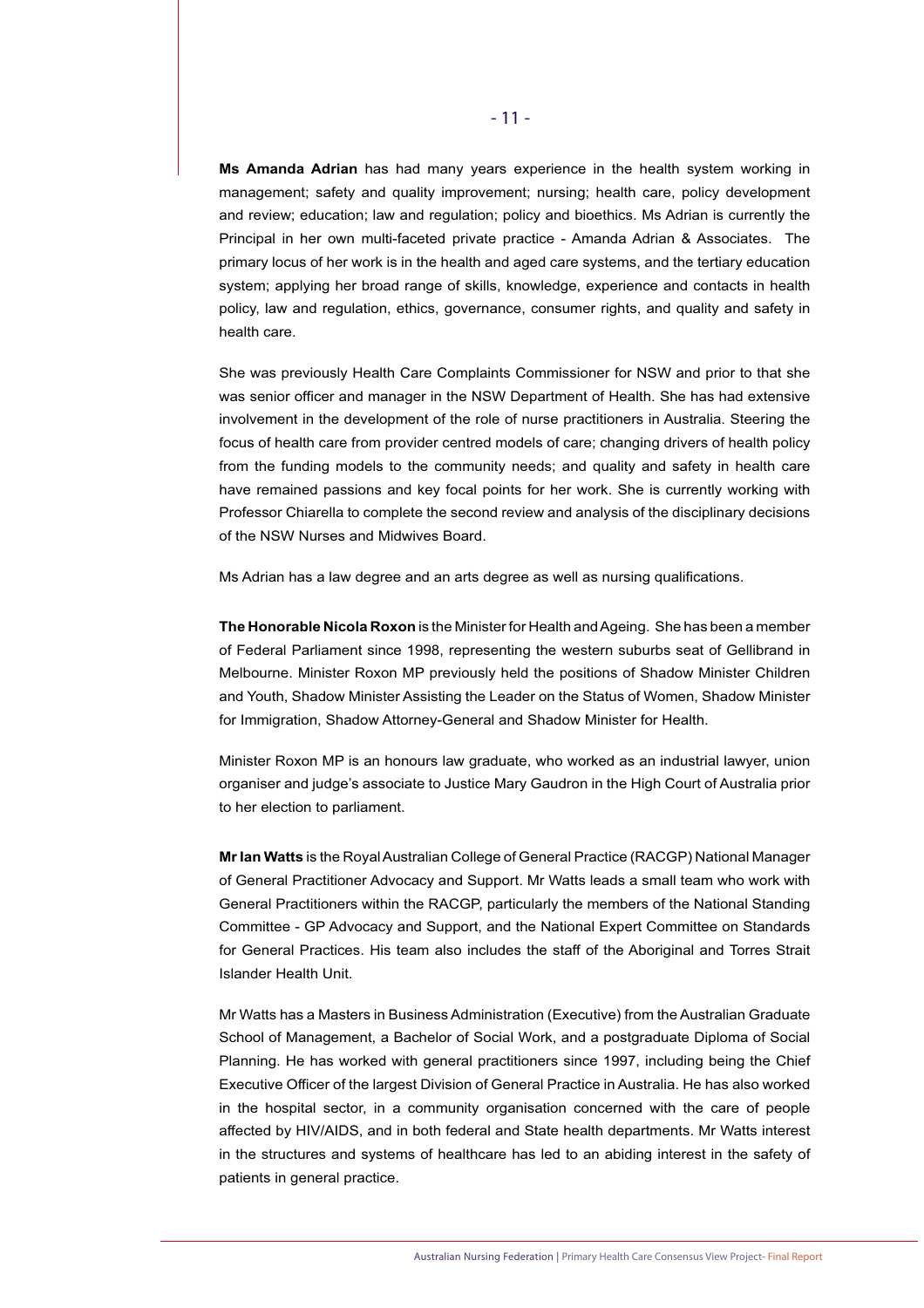**Ms Amanda Adrian** has had many years experience in the health system working in management; safety and quality improvement; nursing; health care, policy development and review; education; law and regulation; policy and bioethics. Ms Adrian is currently the Principal in her own multi-faceted private practice - Amanda Adrian & Associates. The primary locus of her work is in the health and aged care systems, and the tertiary education system; applying her broad range of skills, knowledge, experience and contacts in health policy, law and regulation, ethics, governance, consumer rights, and quality and safety in health care.

She was previously Health Care Complaints Commissioner for NSW and prior to that she was senior officer and manager in the NSW Department of Health. She has had extensive involvement in the development of the role of nurse practitioners in Australia. Steering the focus of health care from provider centred models of care; changing drivers of health policy from the funding models to the community needs; and quality and safety in health care have remained passions and key focal points for her work. She is currently working with Professor Chiarella to complete the second review and analysis of the disciplinary decisions of the NSW Nurses and Midwives Board.

Ms Adrian has a law degree and an arts degree as well as nursing qualifications.

**The Honorable Nicola Roxon** is the Minister for Health and Ageing. She has been a member of Federal Parliament since 1998, representing the western suburbs seat of Gellibrand in Melbourne. Minister Roxon MP previously held the positions of Shadow Minister Children and Youth, Shadow Minister Assisting the Leader on the Status of Women, Shadow Minister for Immigration, Shadow Attorney-General and Shadow Minister for Health.

Minister Roxon MP is an honours law graduate, who worked as an industrial lawyer, union organiser and judge's associate to Justice Mary Gaudron in the High Court of Australia prior to her election to parliament.

**Mr Ian Watts** is the Royal Australian College of General Practice (RACGP) National Manager of General Practitioner Advocacy and Support. Mr Watts leads a small team who work with General Practitioners within the RACGP, particularly the members of the National Standing Committee - GP Advocacy and Support, and the National Expert Committee on Standards for General Practices. His team also includes the staff of the Aboriginal and Torres Strait Islander Health Unit.

Mr Watts has a Masters in Business Administration (Executive) from the Australian Graduate School of Management, a Bachelor of Social Work, and a postgraduate Diploma of Social Planning. He has worked with general practitioners since 1997, including being the Chief Executive Officer of the largest Division of General Practice in Australia. He has also worked in the hospital sector, in a community organisation concerned with the care of people affected by HIV/AIDS, and in both federal and State health departments. Mr Watts interest in the structures and systems of healthcare has led to an abiding interest in the safety of patients in general practice.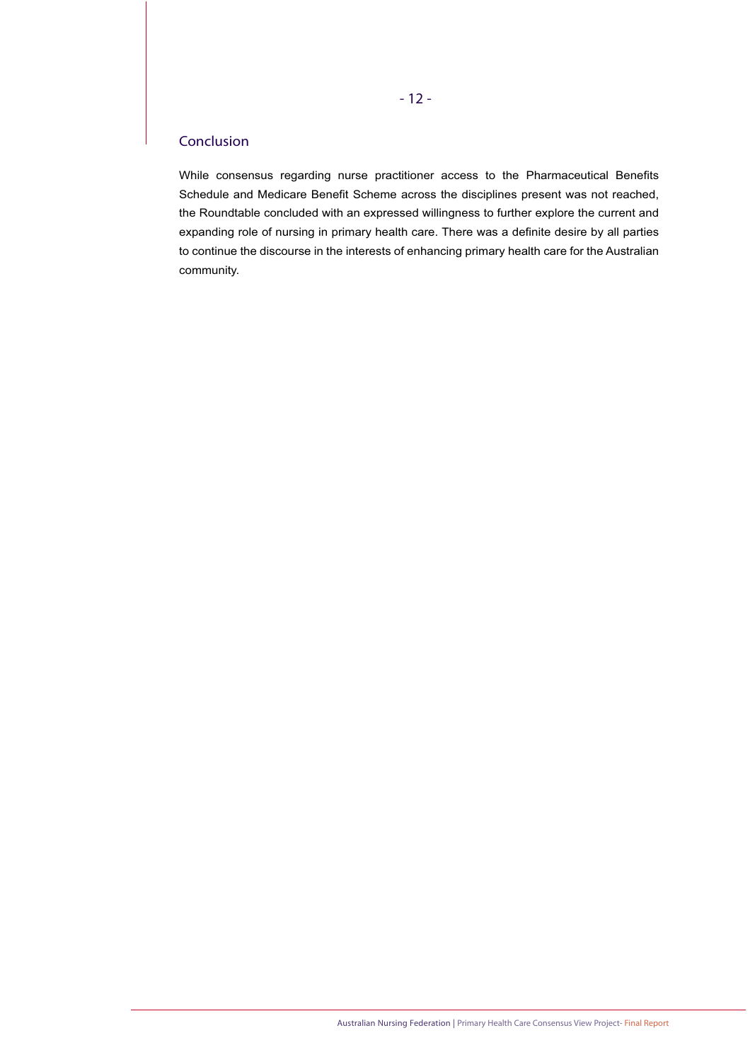## Conclusion

While consensus regarding nurse practitioner access to the Pharmaceutical Benefits Schedule and Medicare Benefit Scheme across the disciplines present was not reached, the Roundtable concluded with an expressed willingness to further explore the current and expanding role of nursing in primary health care. There was a definite desire by all parties to continue the discourse in the interests of enhancing primary health care for the Australian community.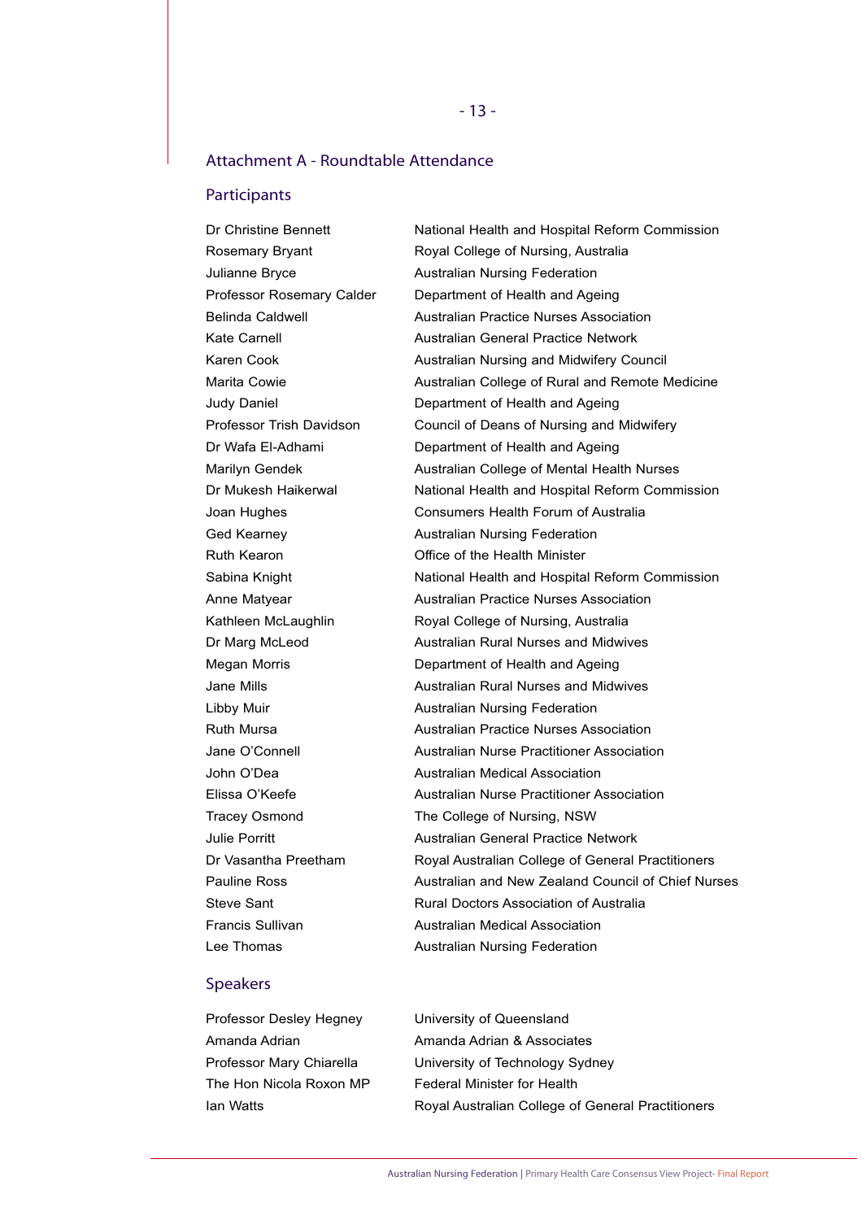## Attachment A - Roundtable Attendance

### Participants

| | |
|---|---|
| Dr Christine Bennett | National Health and Hospital Reform Commission |
| Rosemary Bryant | Royal College of Nursing, Australia |
| Julianne Bryce | Australian Nursing Federation |
| Professor Rosemary Calder | Department of Health and Ageing |
| Belinda Caldwell | Australian Practice Nurses Association |
| Kate Carnell | Australian General Practice Network |
| Karen Cook | Australian Nursing and Midwifery Council |
| Marita Cowie | Australian College of Rural and Remote Medicine |
| Judy Daniel | Department of Health and Ageing |
| Professor Trish Davidson | Council of Deans of Nursing and Midwifery |
| Dr Wafa El-Adhami | Department of Health and Ageing |
| Marilyn Gendek | Australian College of Mental Health Nurses |
| Dr Mukesh Haikerwal | National Health and Hospital Reform Commission |
| Joan Hughes | Consumers Health Forum of Australia |
| Ged Kearney | Australian Nursing Federation |
| Ruth Kearon | Office of the Health Minister |
| Sabina Knight | National Health and Hospital Reform Commission |
| Anne Matyear | Australian Practice Nurses Association |
| Kathleen McLaughlin | Royal College of Nursing, Australia |
| Dr Marg McLeod | Australian Rural Nurses and Midwives |
| Megan Morris | Department of Health and Ageing |
| Jane Mills | Australian Rural Nurses and Midwives |
| Libby Muir | Australian Nursing Federation |
| Ruth Mursa | Australian Practice Nurses Association |
| Jane O'Connell | Australian Nurse Practitioner Association |
| John O'Dea | Australian Medical Association |
| Elissa O'Keefe | Australian Nurse Practitioner Association |
| Tracey Osmond | The College of Nursing, NSW |
| Julie Porritt | Australian General Practice Network |
| Dr Vasantha Preetham | Royal Australian College of General Practitioners |
| Pauline Ross | Australian and New Zealand Council of Chief Nurses |
| Steve Sant | Rural Doctors Association of Australia |
| Francis Sullivan | Australian Medical Association |
| Lee Thomas | Australian Nursing Federation |

### Speakers

| | |
|---|---|
| Professor Desley Hegney | University of Queensland |
| Amanda Adrian | Amanda Adrian & Associates |
| Professor Mary Chiarella | University of Technology Sydney |
| The Hon Nicola Roxon MP | Federal Minister for Health |
| Ian Watts | Royal Australian College of General Practitioners |